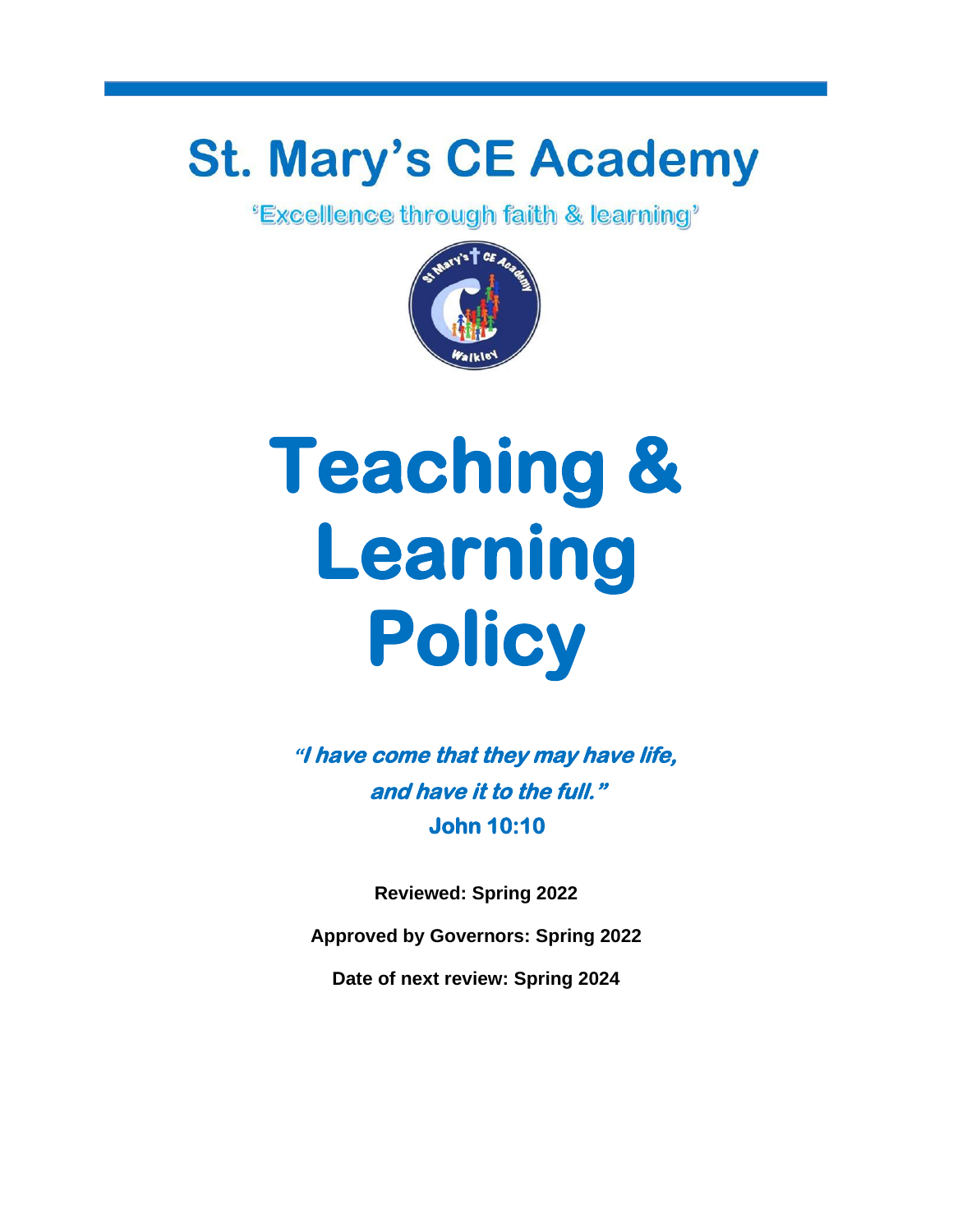# St. Mary's CE Academy

'Excellence through faith & learning'

# Teaching & Learning Policy

***"I have come that they may have life, and have it to the full."***
**John 10:10**

**Reviewed: Spring 2022**

**Approved by Governors: Spring 2022**

**Date of next review: Spring 2024**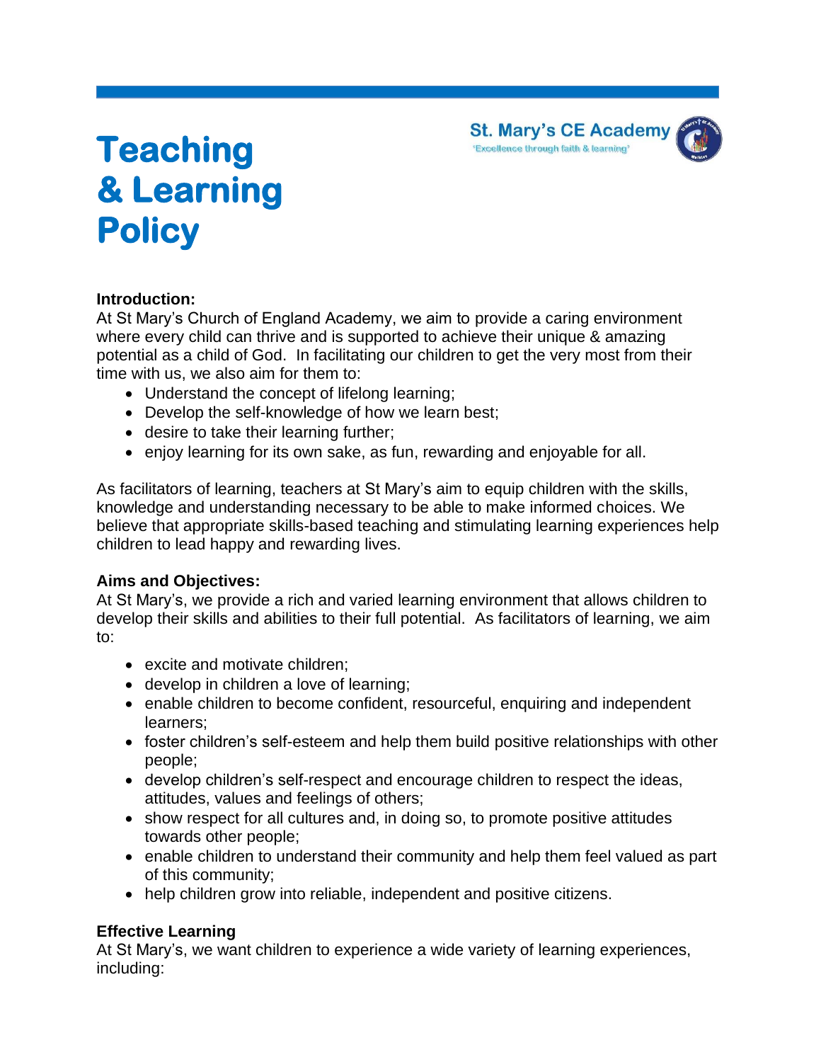# Teaching & Learning Policy

St. Mary's CE Academy
'Excellence through faith & learning'

**Introduction:**
At St Mary's Church of England Academy, we aim to provide a caring environment where every child can thrive and is supported to achieve their unique & amazing potential as a child of God. In facilitating our children to get the very most from their time with us, we also aim for them to:

- Understand the concept of lifelong learning;
- Develop the self-knowledge of how we learn best;
- desire to take their learning further;
- enjoy learning for its own sake, as fun, rewarding and enjoyable for all.

As facilitators of learning, teachers at St Mary's aim to equip children with the skills, knowledge and understanding necessary to be able to make informed choices. We believe that appropriate skills-based teaching and stimulating learning experiences help children to lead happy and rewarding lives.

**Aims and Objectives:**
At St Mary's, we provide a rich and varied learning environment that allows children to develop their skills and abilities to their full potential. As facilitators of learning, we aim to:

- excite and motivate children;
- develop in children a love of learning;
- enable children to become confident, resourceful, enquiring and independent learners;
- foster children's self-esteem and help them build positive relationships with other people;
- develop children's self-respect and encourage children to respect the ideas, attitudes, values and feelings of others;
- show respect for all cultures and, in doing so, to promote positive attitudes towards other people;
- enable children to understand their community and help them feel valued as part of this community;
- help children grow into reliable, independent and positive citizens.

**Effective Learning**
At St Mary's, we want children to experience a wide variety of learning experiences, including: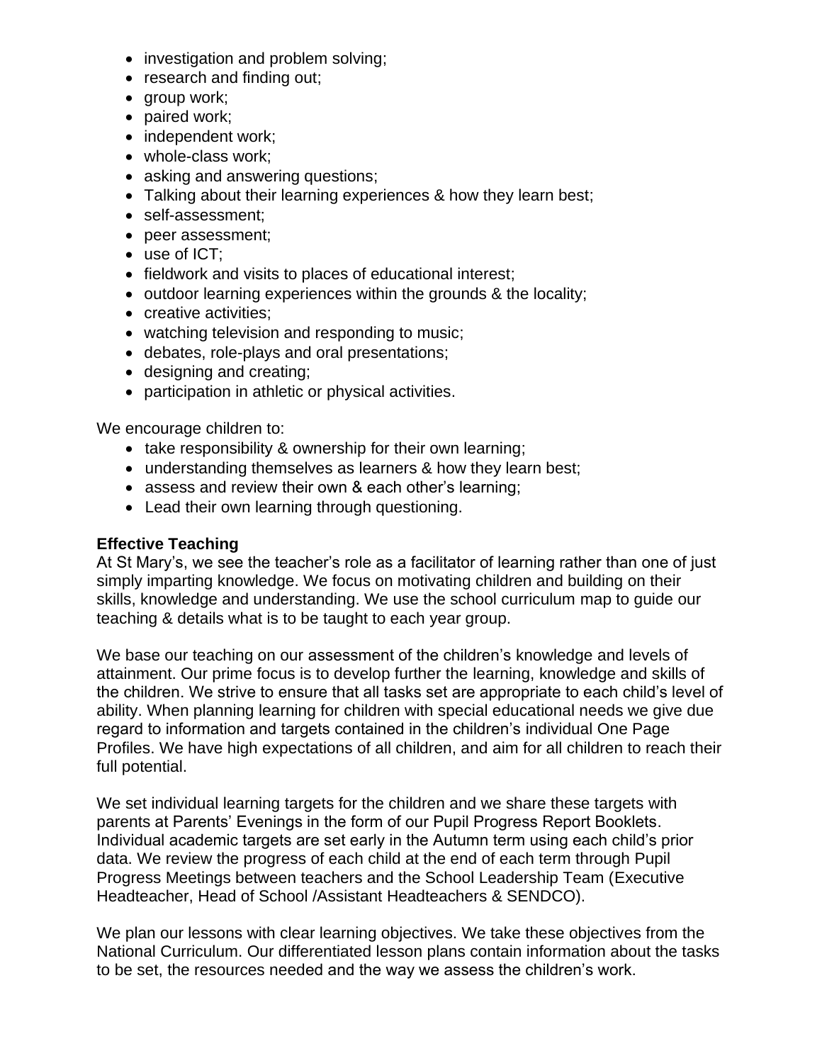- investigation and problem solving;
- research and finding out;
- group work;
- paired work;
- independent work;
- whole-class work;
- asking and answering questions;
- Talking about their learning experiences & how they learn best;
- self-assessment;
- peer assessment;
- use of ICT;
- fieldwork and visits to places of educational interest;
- outdoor learning experiences within the grounds & the locality;
- creative activities;
- watching television and responding to music;
- debates, role-plays and oral presentations;
- designing and creating;
- participation in athletic or physical activities.

We encourage children to:

- take responsibility & ownership for their own learning;
- understanding themselves as learners & how they learn best;
- assess and review their own & each other's learning;
- Lead their own learning through questioning.

**Effective Teaching**

At St Mary's, we see the teacher's role as a facilitator of learning rather than one of just simply imparting knowledge. We focus on motivating children and building on their skills, knowledge and understanding. We use the school curriculum map to guide our teaching & details what is to be taught to each year group.

We base our teaching on our assessment of the children's knowledge and levels of attainment. Our prime focus is to develop further the learning, knowledge and skills of the children. We strive to ensure that all tasks set are appropriate to each child's level of ability. When planning learning for children with special educational needs we give due regard to information and targets contained in the children's individual One Page Profiles. We have high expectations of all children, and aim for all children to reach their full potential.

We set individual learning targets for the children and we share these targets with parents at Parents' Evenings in the form of our Pupil Progress Report Booklets. Individual academic targets are set early in the Autumn term using each child's prior data. We review the progress of each child at the end of each term through Pupil Progress Meetings between teachers and the School Leadership Team (Executive Headteacher, Head of School /Assistant Headteachers & SENDCO).

We plan our lessons with clear learning objectives. We take these objectives from the National Curriculum. Our differentiated lesson plans contain information about the tasks to be set, the resources needed and the way we assess the children's work.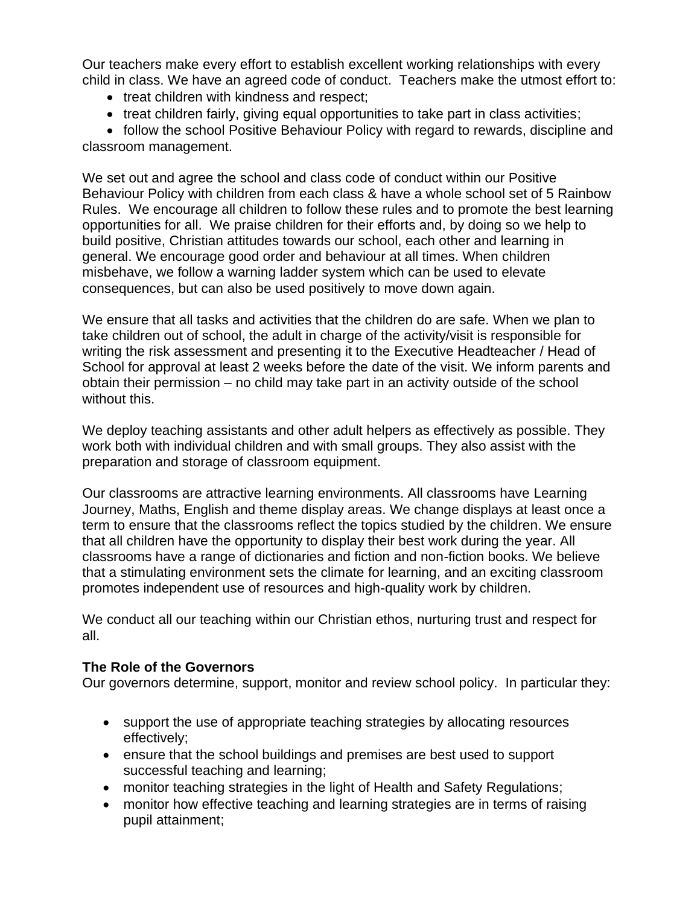Our teachers make every effort to establish excellent working relationships with every child in class. We have an agreed code of conduct. Teachers make the utmost effort to:

- treat children with kindness and respect;
- treat children fairly, giving equal opportunities to take part in class activities;
- follow the school Positive Behaviour Policy with regard to rewards, discipline and classroom management.

We set out and agree the school and class code of conduct within our Positive Behaviour Policy with children from each class & have a whole school set of 5 Rainbow Rules. We encourage all children to follow these rules and to promote the best learning opportunities for all. We praise children for their efforts and, by doing so we help to build positive, Christian attitudes towards our school, each other and learning in general. We encourage good order and behaviour at all times. When children misbehave, we follow a warning ladder system which can be used to elevate consequences, but can also be used positively to move down again.

We ensure that all tasks and activities that the children do are safe. When we plan to take children out of school, the adult in charge of the activity/visit is responsible for writing the risk assessment and presenting it to the Executive Headteacher / Head of School for approval at least 2 weeks before the date of the visit. We inform parents and obtain their permission – no child may take part in an activity outside of the school without this.

We deploy teaching assistants and other adult helpers as effectively as possible. They work both with individual children and with small groups. They also assist with the preparation and storage of classroom equipment.

Our classrooms are attractive learning environments. All classrooms have Learning Journey, Maths, English and theme display areas. We change displays at least once a term to ensure that the classrooms reflect the topics studied by the children. We ensure that all children have the opportunity to display their best work during the year. All classrooms have a range of dictionaries and fiction and non-fiction books. We believe that a stimulating environment sets the climate for learning, and an exciting classroom promotes independent use of resources and high-quality work by children.

We conduct all our teaching within our Christian ethos, nurturing trust and respect for all.

**The Role of the Governors**

Our governors determine, support, monitor and review school policy. In particular they:

- support the use of appropriate teaching strategies by allocating resources effectively;
- ensure that the school buildings and premises are best used to support successful teaching and learning;
- monitor teaching strategies in the light of Health and Safety Regulations;
- monitor how effective teaching and learning strategies are in terms of raising pupil attainment;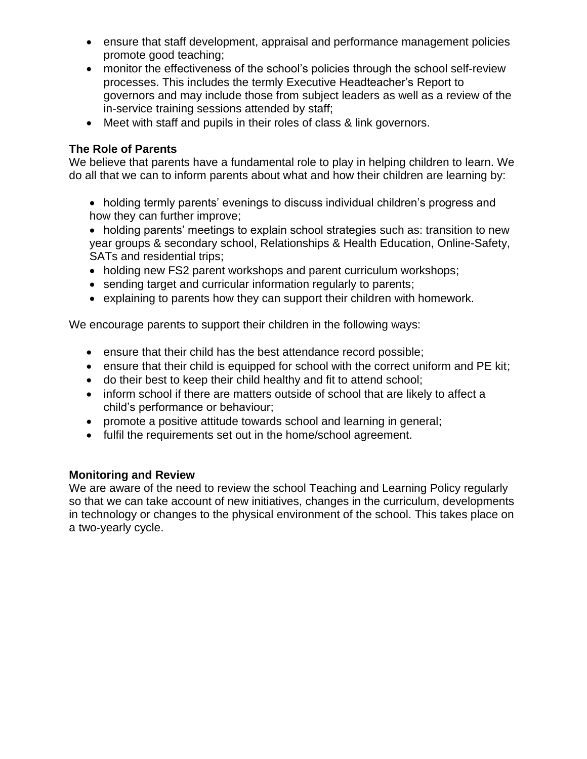- ensure that staff development, appraisal and performance management policies promote good teaching;
- monitor the effectiveness of the school's policies through the school self-review processes. This includes the termly Executive Headteacher's Report to governors and may include those from subject leaders as well as a review of the in-service training sessions attended by staff;
- Meet with staff and pupils in their roles of class & link governors.

**The Role of Parents**

We believe that parents have a fundamental role to play in helping children to learn. We do all that we can to inform parents about what and how their children are learning by:

- holding termly parents' evenings to discuss individual children's progress and how they can further improve;
- holding parents' meetings to explain school strategies such as: transition to new year groups & secondary school, Relationships & Health Education, Online-Safety, SATs and residential trips;
- holding new FS2 parent workshops and parent curriculum workshops;
- sending target and curricular information regularly to parents;
- explaining to parents how they can support their children with homework.

We encourage parents to support their children in the following ways:

- ensure that their child has the best attendance record possible;
- ensure that their child is equipped for school with the correct uniform and PE kit;
- do their best to keep their child healthy and fit to attend school;
- inform school if there are matters outside of school that are likely to affect a child's performance or behaviour;
- promote a positive attitude towards school and learning in general;
- fulfil the requirements set out in the home/school agreement.

**Monitoring and Review**

We are aware of the need to review the school Teaching and Learning Policy regularly so that we can take account of new initiatives, changes in the curriculum, developments in technology or changes to the physical environment of the school. This takes place on a two-yearly cycle.